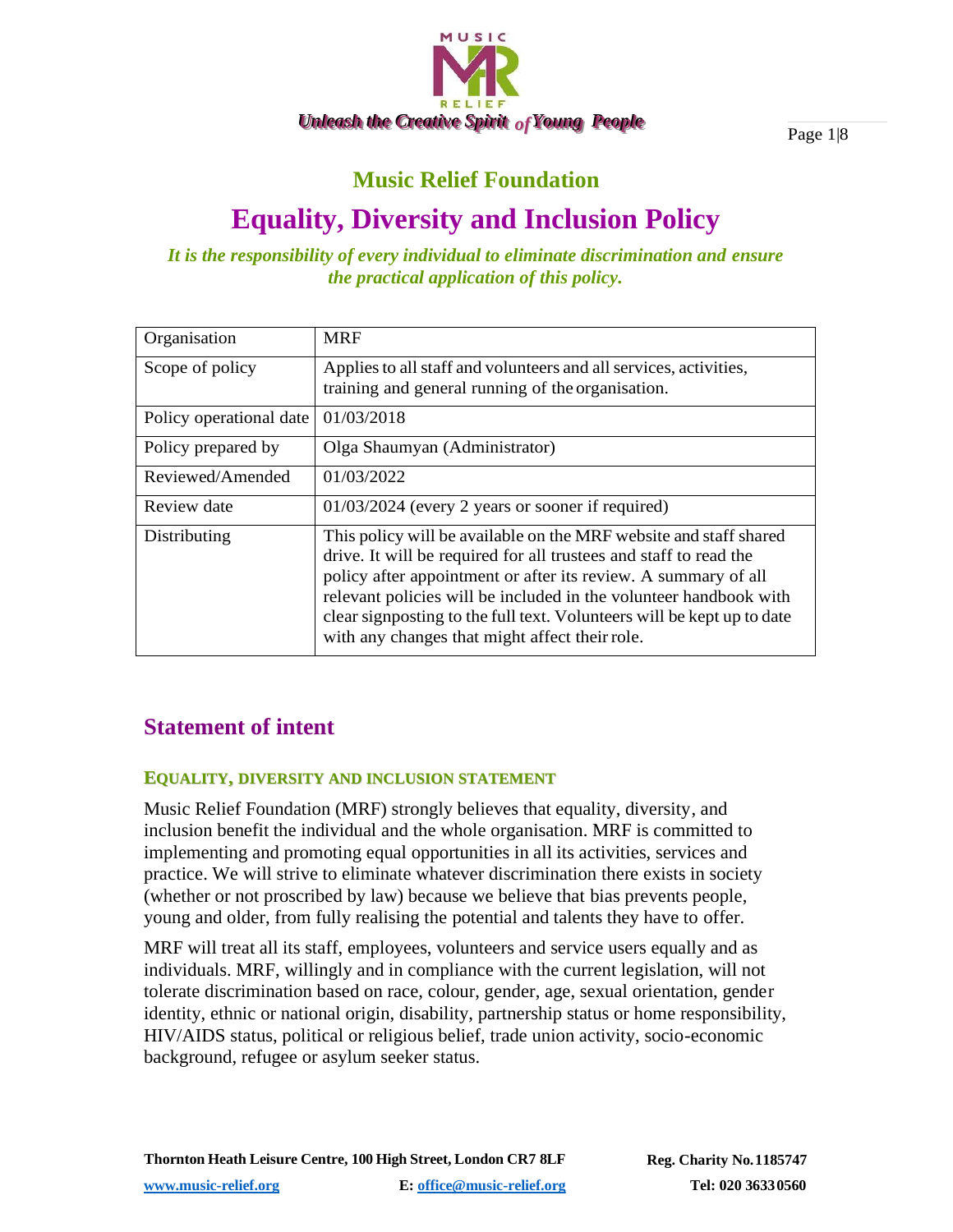*Unleash the Creative Spirit of Young People*

## Music Relief Foundation

# Equality, Diversity and Inclusion Policy

***It is the responsibility of every individual to eliminate discrimination and ensure the practical application of this policy.***

| Organisation | MRF |
|---|---|
| Scope of policy | Applies to all staff and volunteers and all services, activities, training and general running of the organisation. |
| Policy operational date | 01/03/2018 |
| Policy prepared by | Olga Shaumyan (Administrator) |
| Reviewed/Amended | 01/03/2022 |
| Review date | 01/03/2024 (every 2 years or sooner if required) |
| Distributing | This policy will be available on the MRF website and staff shared drive. It will be required for all trustees and staff to read the policy after appointment or after its review. A summary of all relevant policies will be included in the volunteer handbook with clear signposting to the full text. Volunteers will be kept up to date with any changes that might affect their role. |

## Statement of intent

### EQUALITY, DIVERSITY AND INCLUSION STATEMENT

Music Relief Foundation (MRF) strongly believes that equality, diversity, and inclusion benefit the individual and the whole organisation. MRF is committed to implementing and promoting equal opportunities in all its activities, services and practice. We will strive to eliminate whatever discrimination there exists in society (whether or not proscribed by law) because we believe that bias prevents people, young and older, from fully realising the potential and talents they have to offer.

MRF will treat all its staff, employees, volunteers and service users equally and as individuals. MRF, willingly and in compliance with the current legislation, will not tolerate discrimination based on race, colour, gender, age, sexual orientation, gender identity, ethnic or national origin, disability, partnership status or home responsibility, HIV/AIDS status, political or religious belief, trade union activity, socio-economic background, refugee or asylum seeker status.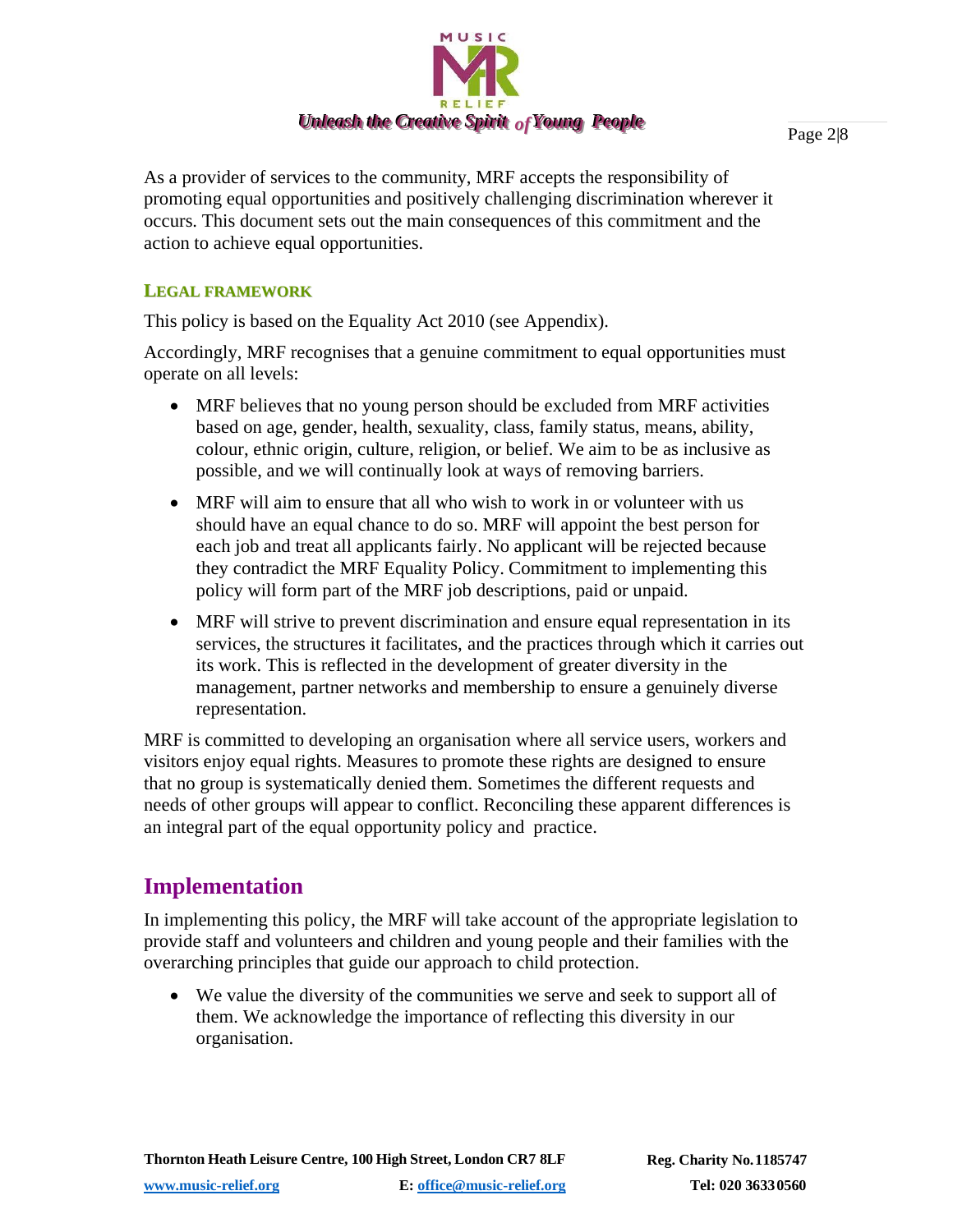As a provider of services to the community, MRF accepts the responsibility of promoting equal opportunities and positively challenging discrimination wherever it occurs. This document sets out the main consequences of this commitment and the action to achieve equal opportunities.

### LEGAL FRAMEWORK

This policy is based on the Equality Act 2010 (see Appendix).

Accordingly, MRF recognises that a genuine commitment to equal opportunities must operate on all levels:

- MRF believes that no young person should be excluded from MRF activities based on age, gender, health, sexuality, class, family status, means, ability, colour, ethnic origin, culture, religion, or belief. We aim to be as inclusive as possible, and we will continually look at ways of removing barriers.
- MRF will aim to ensure that all who wish to work in or volunteer with us should have an equal chance to do so. MRF will appoint the best person for each job and treat all applicants fairly. No applicant will be rejected because they contradict the MRF Equality Policy. Commitment to implementing this policy will form part of the MRF job descriptions, paid or unpaid.
- MRF will strive to prevent discrimination and ensure equal representation in its services, the structures it facilitates, and the practices through which it carries out its work. This is reflected in the development of greater diversity in the management, partner networks and membership to ensure a genuinely diverse representation.

MRF is committed to developing an organisation where all service users, workers and visitors enjoy equal rights. Measures to promote these rights are designed to ensure that no group is systematically denied them. Sometimes the different requests and needs of other groups will appear to conflict. Reconciling these apparent differences is an integral part of the equal opportunity policy and practice.

## Implementation

In implementing this policy, the MRF will take account of the appropriate legislation to provide staff and volunteers and children and young people and their families with the overarching principles that guide our approach to child protection.

- We value the diversity of the communities we serve and seek to support all of them. We acknowledge the importance of reflecting this diversity in our organisation.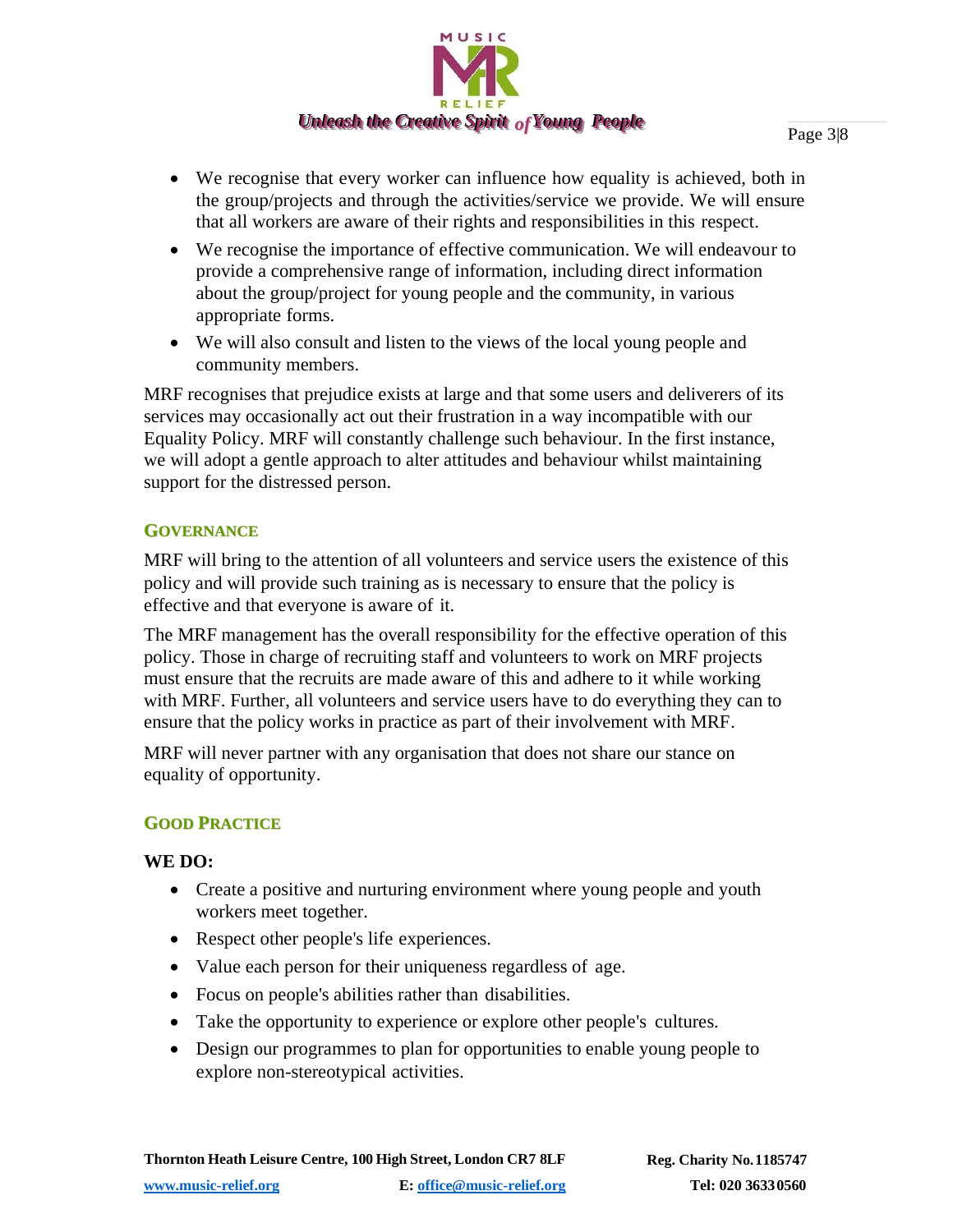- We recognise that every worker can influence how equality is achieved, both in the group/projects and through the activities/service we provide. We will ensure that all workers are aware of their rights and responsibilities in this respect.
- We recognise the importance of effective communication. We will endeavour to provide a comprehensive range of information, including direct information about the group/project for young people and the community, in various appropriate forms.
- We will also consult and listen to the views of the local young people and community members.

MRF recognises that prejudice exists at large and that some users and deliverers of its services may occasionally act out their frustration in a way incompatible with our Equality Policy. MRF will constantly challenge such behaviour. In the first instance, we will adopt a gentle approach to alter attitudes and behaviour whilst maintaining support for the distressed person.

## GOVERNANCE

MRF will bring to the attention of all volunteers and service users the existence of this policy and will provide such training as is necessary to ensure that the policy is effective and that everyone is aware of it.

The MRF management has the overall responsibility for the effective operation of this policy. Those in charge of recruiting staff and volunteers to work on MRF projects must ensure that the recruits are made aware of this and adhere to it while working with MRF. Further, all volunteers and service users have to do everything they can to ensure that the policy works in practice as part of their involvement with MRF.

MRF will never partner with any organisation that does not share our stance on equality of opportunity.

## GOOD PRACTICE

**WE DO:**

- Create a positive and nurturing environment where young people and youth workers meet together.
- Respect other people's life experiences.
- Value each person for their uniqueness regardless of age.
- Focus on people's abilities rather than disabilities.
- Take the opportunity to experience or explore other people's cultures.
- Design our programmes to plan for opportunities to enable young people to explore non-stereotypical activities.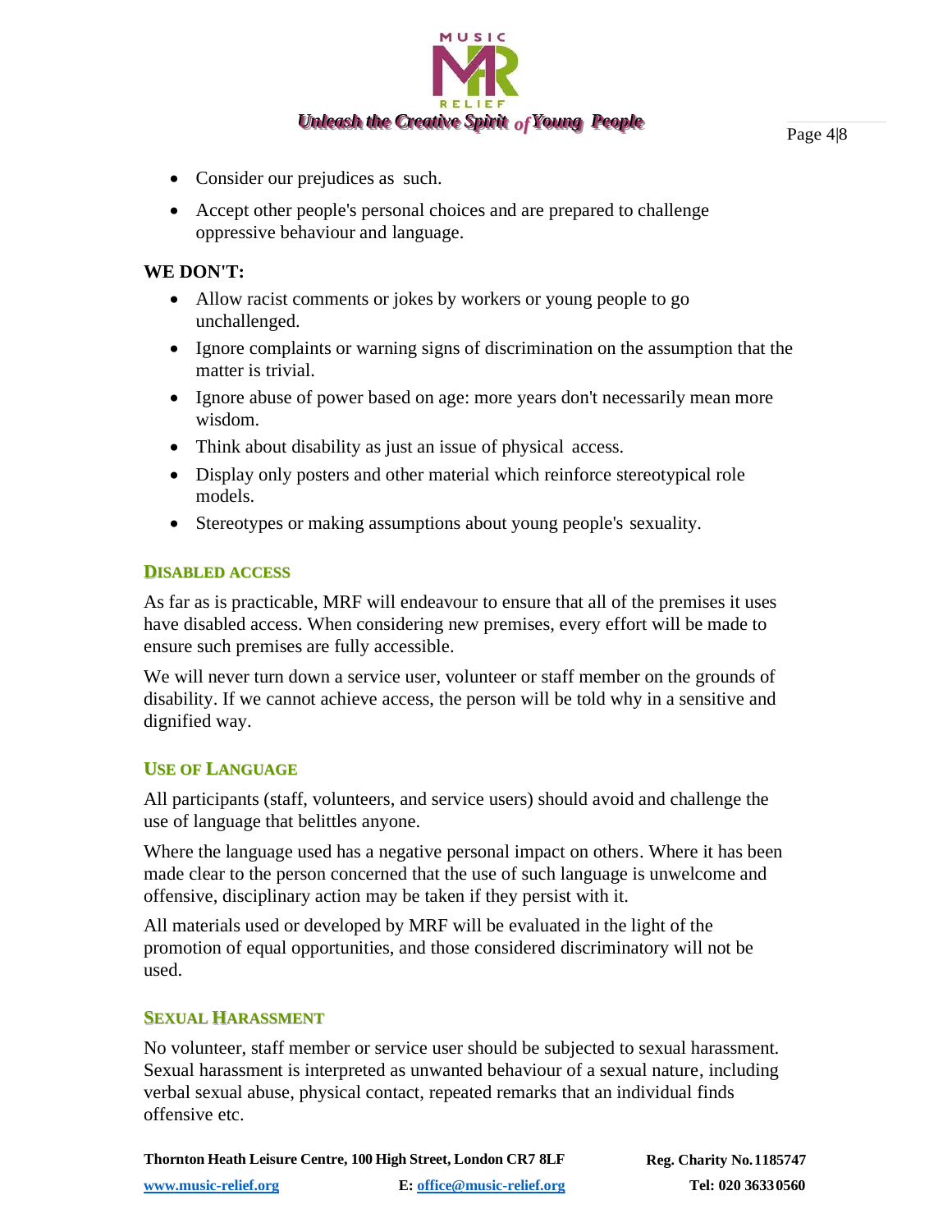- Consider our prejudices as such.
- Accept other people's personal choices and are prepared to challenge oppressive behaviour and language.

**WE DON'T:**

- Allow racist comments or jokes by workers or young people to go unchallenged.
- Ignore complaints or warning signs of discrimination on the assumption that the matter is trivial.
- Ignore abuse of power based on age: more years don't necessarily mean more wisdom.
- Think about disability as just an issue of physical access.
- Display only posters and other material which reinforce stereotypical role models.
- Stereotypes or making assumptions about young people's sexuality.

## DISABLED ACCESS

As far as is practicable, MRF will endeavour to ensure that all of the premises it uses have disabled access. When considering new premises, every effort will be made to ensure such premises are fully accessible.

We will never turn down a service user, volunteer or staff member on the grounds of disability. If we cannot achieve access, the person will be told why in a sensitive and dignified way.

## USE OF LANGUAGE

All participants (staff, volunteers, and service users) should avoid and challenge the use of language that belittles anyone.

Where the language used has a negative personal impact on others. Where it has been made clear to the person concerned that the use of such language is unwelcome and offensive, disciplinary action may be taken if they persist with it.

All materials used or developed by MRF will be evaluated in the light of the promotion of equal opportunities, and those considered discriminatory will not be used.

## SEXUAL HARASSMENT

No volunteer, staff member or service user should be subjected to sexual harassment. Sexual harassment is interpreted as unwanted behaviour of a sexual nature, including verbal sexual abuse, physical contact, repeated remarks that an individual finds offensive etc.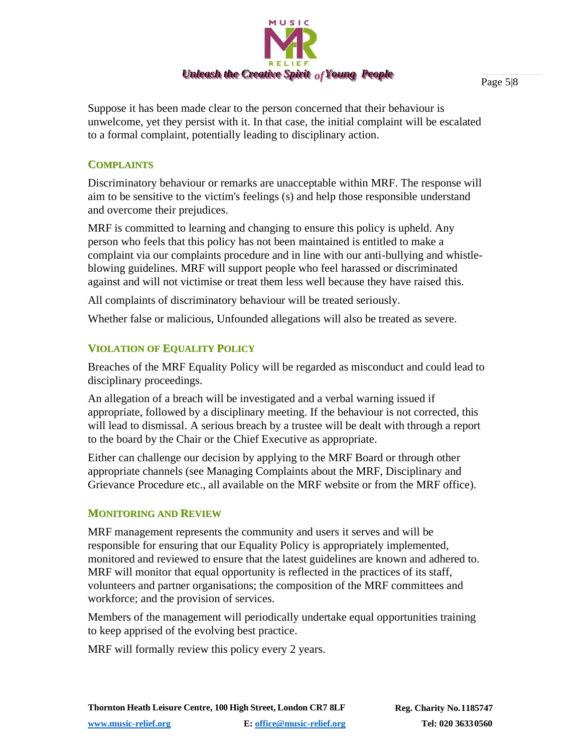Suppose it has been made clear to the person concerned that their behaviour is unwelcome, yet they persist with it. In that case, the initial complaint will be escalated to a formal complaint, potentially leading to disciplinary action.

## COMPLAINTS

Discriminatory behaviour or remarks are unacceptable within MRF. The response will aim to be sensitive to the victim's feelings (s) and help those responsible understand and overcome their prejudices.

MRF is committed to learning and changing to ensure this policy is upheld. Any person who feels that this policy has not been maintained is entitled to make a complaint via our complaints procedure and in line with our anti-bullying and whistle-blowing guidelines. MRF will support people who feel harassed or discriminated against and will not victimise or treat them less well because they have raised this.

All complaints of discriminatory behaviour will be treated seriously.

Whether false or malicious, Unfounded allegations will also be treated as severe.

## VIOLATION OF EQUALITY POLICY

Breaches of the MRF Equality Policy will be regarded as misconduct and could lead to disciplinary proceedings.

An allegation of a breach will be investigated and a verbal warning issued if appropriate, followed by a disciplinary meeting. If the behaviour is not corrected, this will lead to dismissal. A serious breach by a trustee will be dealt with through a report to the board by the Chair or the Chief Executive as appropriate.

Either can challenge our decision by applying to the MRF Board or through other appropriate channels (see Managing Complaints about the MRF, Disciplinary and Grievance Procedure etc., all available on the MRF website or from the MRF office).

## MONITORING AND REVIEW

MRF management represents the community and users it serves and will be responsible for ensuring that our Equality Policy is appropriately implemented, monitored and reviewed to ensure that the latest guidelines are known and adhered to. MRF will monitor that equal opportunity is reflected in the practices of its staff, volunteers and partner organisations; the composition of the MRF committees and workforce; and the provision of services.

Members of the management will periodically undertake equal opportunities training to keep apprised of the evolving best practice.

MRF will formally review this policy every 2 years.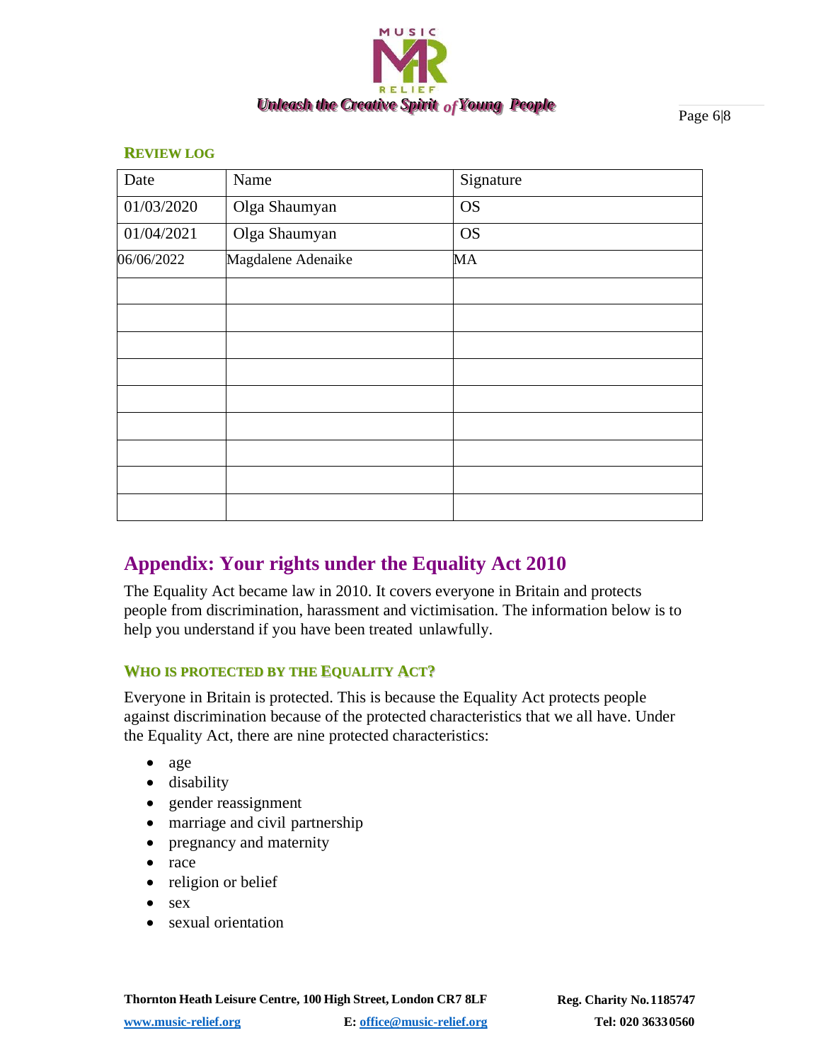### REVIEW LOG

| Date | Name | Signature |
|---|---|---|
| 01/03/2020 | Olga Shaumyan | OS |
| 01/04/2021 | Olga Shaumyan | OS |
| 06/06/2022 | Magdalene Adenaike | MA |
| | | |
| | | |
| | | |
| | | |
| | | |
| | | |
| | | |
| | | |
| | | |

## Appendix: Your rights under the Equality Act 2010

The Equality Act became law in 2010. It covers everyone in Britain and protects people from discrimination, harassment and victimisation. The information below is to help you understand if you have been treated unlawfully.

### WHO IS PROTECTED BY THE EQUALITY ACT?

Everyone in Britain is protected. This is because the Equality Act protects people against discrimination because of the protected characteristics that we all have. Under the Equality Act, there are nine protected characteristics:

- age
- disability
- gender reassignment
- marriage and civil partnership
- pregnancy and maternity
- race
- religion or belief
- sex
- sexual orientation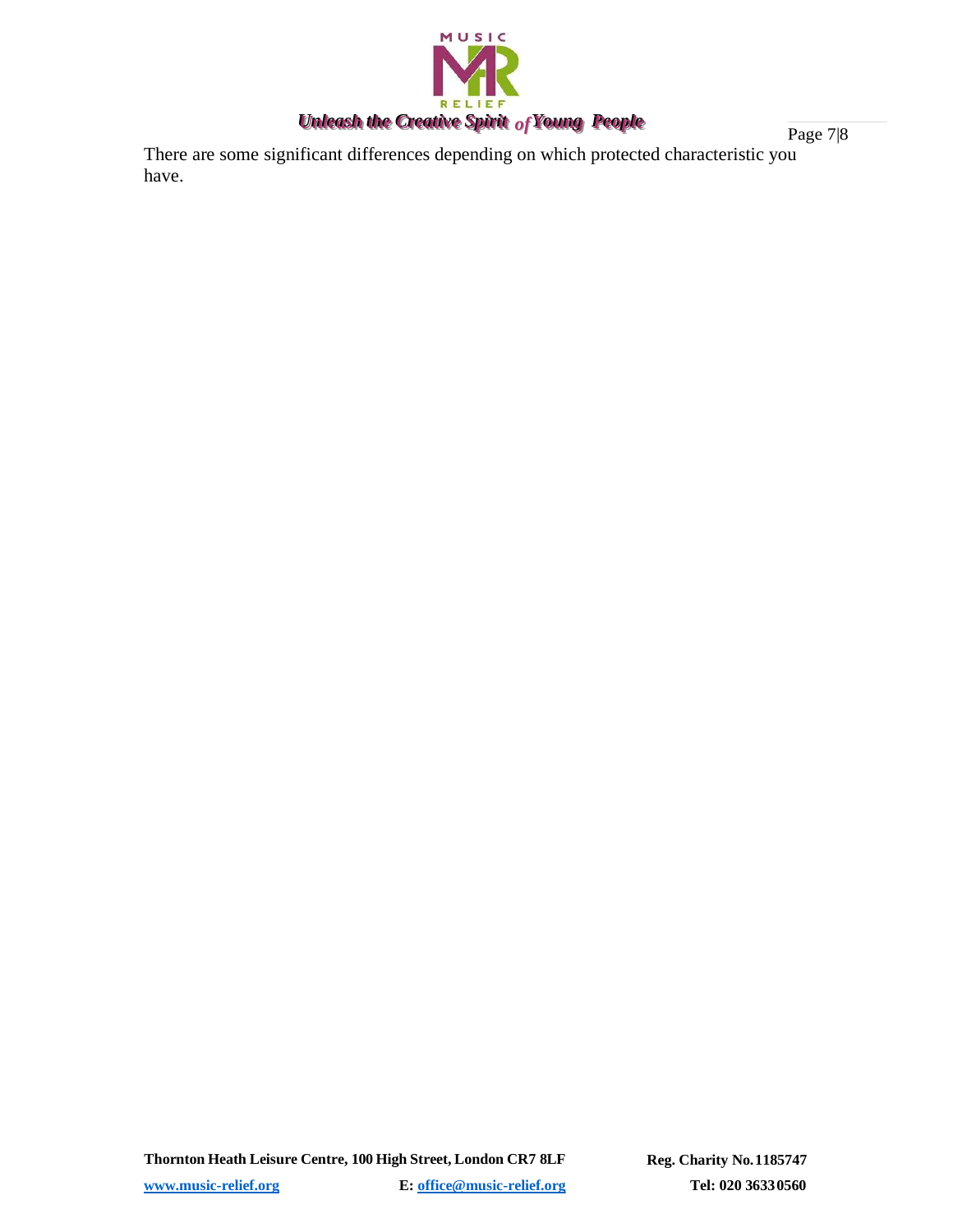There are some significant differences depending on which protected characteristic you have.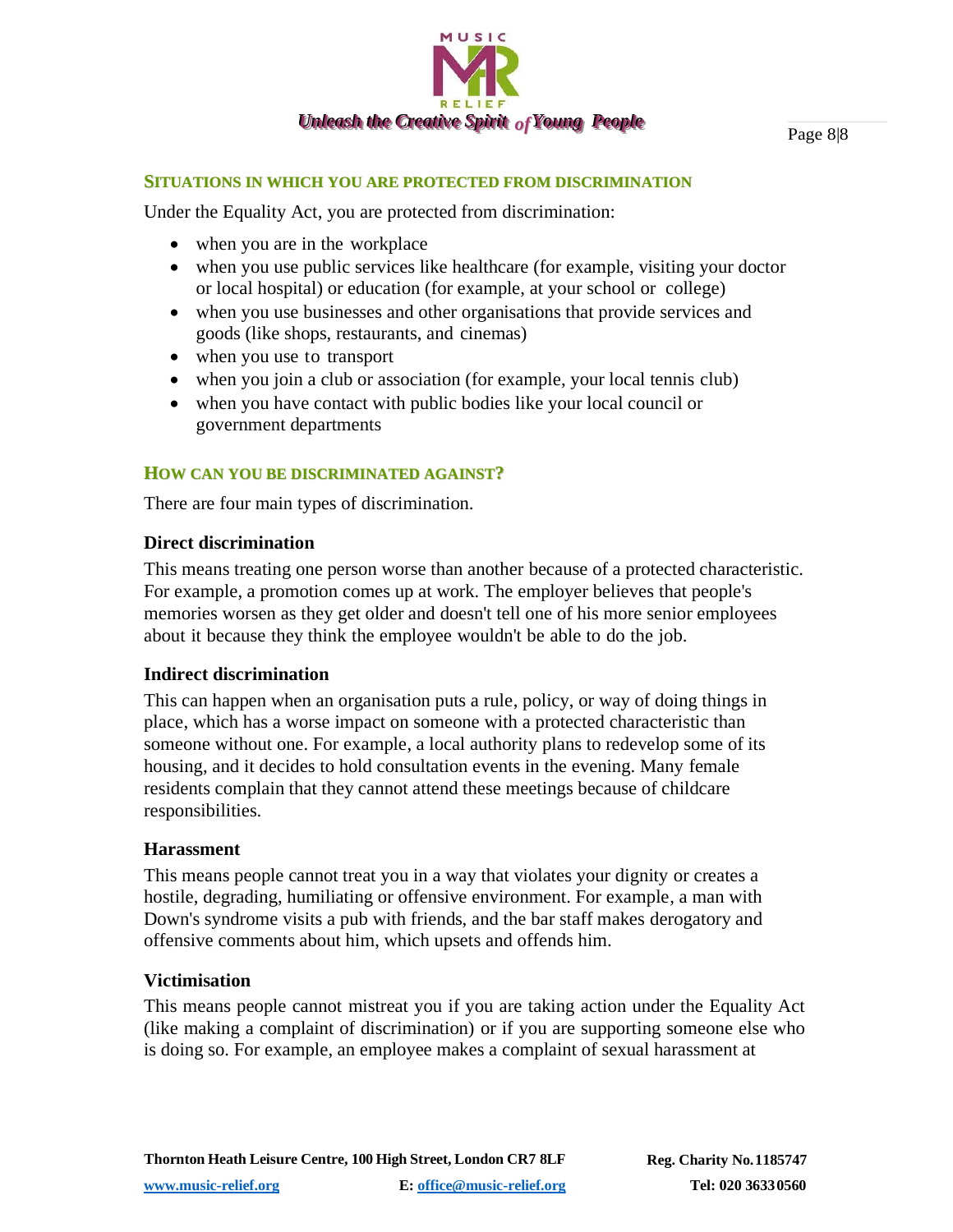## SITUATIONS IN WHICH YOU ARE PROTECTED FROM DISCRIMINATION

Under the Equality Act, you are protected from discrimination:

- when you are in the workplace
- when you use public services like healthcare (for example, visiting your doctor or local hospital) or education (for example, at your school or college)
- when you use businesses and other organisations that provide services and goods (like shops, restaurants, and cinemas)
- when you use to transport
- when you join a club or association (for example, your local tennis club)
- when you have contact with public bodies like your local council or government departments

## HOW CAN YOU BE DISCRIMINATED AGAINST?

There are four main types of discrimination.

### Direct discrimination

This means treating one person worse than another because of a protected characteristic. For example, a promotion comes up at work. The employer believes that people's memories worsen as they get older and doesn't tell one of his more senior employees about it because they think the employee wouldn't be able to do the job.

### Indirect discrimination

This can happen when an organisation puts a rule, policy, or way of doing things in place, which has a worse impact on someone with a protected characteristic than someone without one. For example, a local authority plans to redevelop some of its housing, and it decides to hold consultation events in the evening. Many female residents complain that they cannot attend these meetings because of childcare responsibilities.

### Harassment

This means people cannot treat you in a way that violates your dignity or creates a hostile, degrading, humiliating or offensive environment. For example, a man with Down's syndrome visits a pub with friends, and the bar staff makes derogatory and offensive comments about him, which upsets and offends him.

### Victimisation

This means people cannot mistreat you if you are taking action under the Equality Act (like making a complaint of discrimination) or if you are supporting someone else who is doing so. For example, an employee makes a complaint of sexual harassment at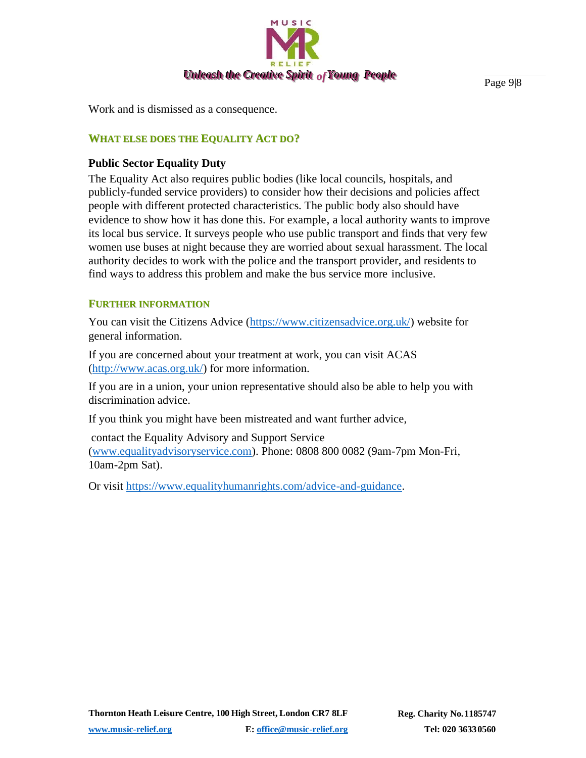Work and is dismissed as a consequence.

## WHAT ELSE DOES THE EQUALITY ACT DO?

### Public Sector Equality Duty

The Equality Act also requires public bodies (like local councils, hospitals, and publicly-funded service providers) to consider how their decisions and policies affect people with different protected characteristics. The public body also should have evidence to show how it has done this. For example, a local authority wants to improve its local bus service. It surveys people who use public transport and finds that very few women use buses at night because they are worried about sexual harassment. The local authority decides to work with the police and the transport provider, and residents to find ways to address this problem and make the bus service more inclusive.

## FURTHER INFORMATION

You can visit the Citizens Advice (https://www.citizensadvice.org.uk/) website for general information.

If you are concerned about your treatment at work, you can visit ACAS (http://www.acas.org.uk/) for more information.

If you are in a union, your union representative should also be able to help you with discrimination advice.

If you think you might have been mistreated and want further advice,

contact the Equality Advisory and Support Service (www.equalityadvisoryservice.com). Phone: 0808 800 0082 (9am-7pm Mon-Fri, 10am-2pm Sat).

Or visit https://www.equalityhumanrights.com/advice-and-guidance.